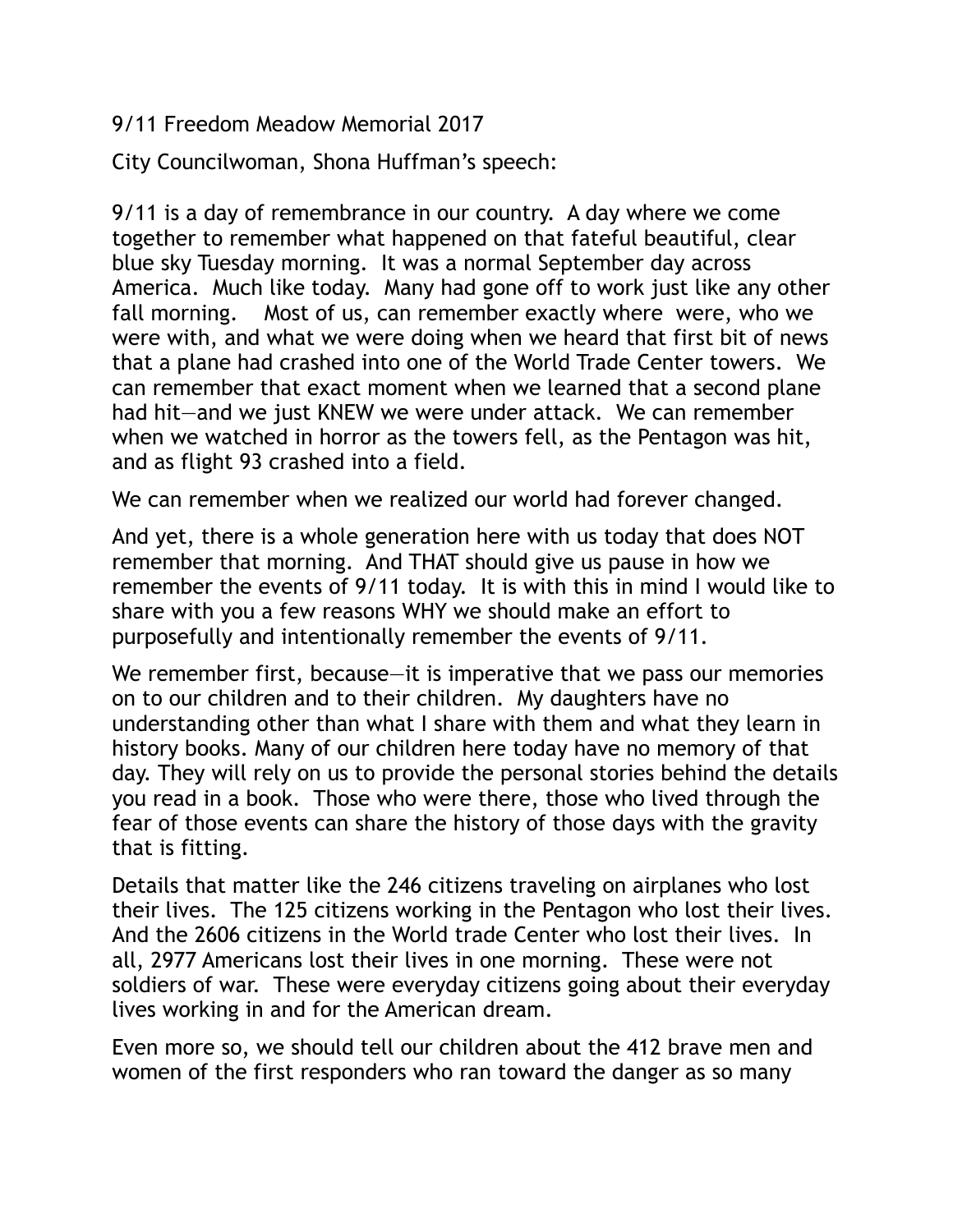9/11 Freedom Meadow Memorial 2017

City Councilwoman, Shona Huffman's speech:

9/11 is a day of remembrance in our country. A day where we come together to remember what happened on that fateful beautiful, clear blue sky Tuesday morning. It was a normal September day across America. Much like today. Many had gone off to work just like any other fall morning. Most of us, can remember exactly where were, who we were with, and what we were doing when we heard that first bit of news that a plane had crashed into one of the World Trade Center towers. We can remember that exact moment when we learned that a second plane had hit—and we just KNEW we were under attack. We can remember when we watched in horror as the towers fell, as the Pentagon was hit, and as flight 93 crashed into a field.

We can remember when we realized our world had forever changed.

And yet, there is a whole generation here with us today that does NOT remember that morning. And THAT should give us pause in how we remember the events of 9/11 today. It is with this in mind I would like to share with you a few reasons WHY we should make an effort to purposefully and intentionally remember the events of 9/11.

We remember first, because—it is imperative that we pass our memories on to our children and to their children. My daughters have no understanding other than what I share with them and what they learn in history books. Many of our children here today have no memory of that day. They will rely on us to provide the personal stories behind the details you read in a book. Those who were there, those who lived through the fear of those events can share the history of those days with the gravity that is fitting.

Details that matter like the 246 citizens traveling on airplanes who lost their lives. The 125 citizens working in the Pentagon who lost their lives. And the 2606 citizens in the World trade Center who lost their lives. In all, 2977 Americans lost their lives in one morning. These were not soldiers of war. These were everyday citizens going about their everyday lives working in and for the American dream.

Even more so, we should tell our children about the 412 brave men and women of the first responders who ran toward the danger as so many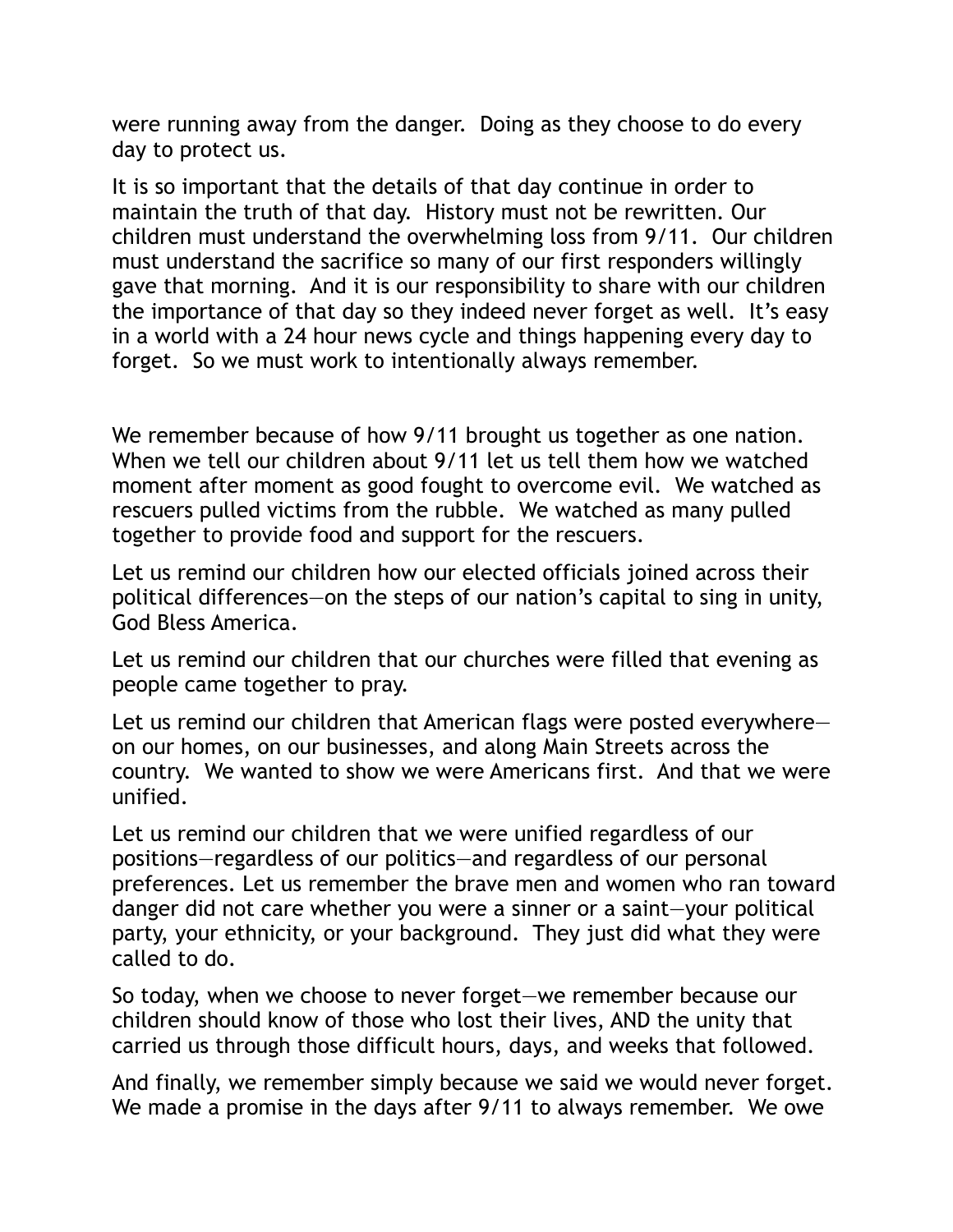were running away from the danger.  Doing as they choose to do every day to protect us.

It is so important that the details of that day continue in order to maintain the truth of that day.  History must not be rewritten. Our children must understand the overwhelming loss from 9/11.  Our children must understand the sacrifice so many of our first responders willingly gave that morning.  And it is our responsibility to share with our children the importance of that day so they indeed never forget as well.  It's easy in a world with a 24 hour news cycle and things happening every day to forget.  So we must work to intentionally always remember.

We remember because of how 9/11 brought us together as one nation. When we tell our children about 9/11 let us tell them how we watched moment after moment as good fought to overcome evil.  We watched as rescuers pulled victims from the rubble.  We watched as many pulled together to provide food and support for the rescuers.

Let us remind our children how our elected officials joined across their political differences—on the steps of our nation's capital to sing in unity, God Bless America.

Let us remind our children that our churches were filled that evening as people came together to pray.

Let us remind our children that American flags were posted everywhere—on our homes, on our businesses, and along Main Streets across the country.  We wanted to show we were Americans first.  And that we were unified.

Let us remind our children that we were unified regardless of our positions—regardless of our politics—and regardless of our personal preferences. Let us remember the brave men and women who ran toward danger did not care whether you were a sinner or a saint—your political party, your ethnicity, or your background.  They just did what they were called to do.

So today, when we choose to never forget—we remember because our children should know of those who lost their lives, AND the unity that carried us through those difficult hours, days, and weeks that followed.

And finally, we remember simply because we said we would never forget. We made a promise in the days after 9/11 to always remember.  We owe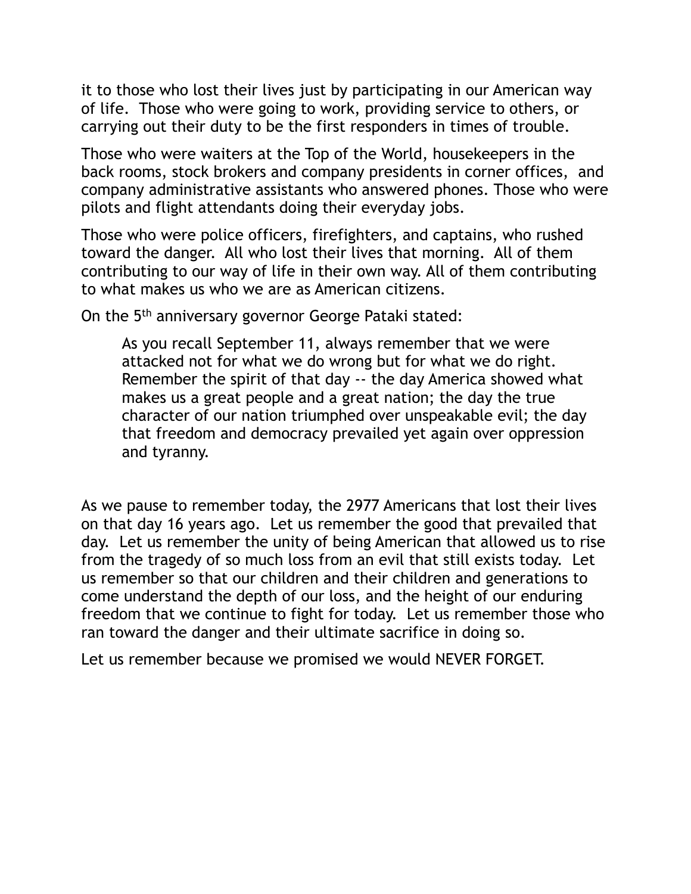it to those who lost their lives just by participating in our American way of life. Those who were going to work, providing service to others, or carrying out their duty to be the first responders in times of trouble.

Those who were waiters at the Top of the World, housekeepers in the back rooms, stock brokers and company presidents in corner offices, and company administrative assistants who answered phones. Those who were pilots and flight attendants doing their everyday jobs.

Those who were police officers, firefighters, and captains, who rushed toward the danger. All who lost their lives that morning. All of them contributing to our way of life in their own way. All of them contributing to what makes us who we are as American citizens.

On the 5th anniversary governor George Pataki stated:

> As you recall September 11, always remember that we were attacked not for what we do wrong but for what we do right. Remember the spirit of that day -- the day America showed what makes us a great people and a great nation; the day the true character of our nation triumphed over unspeakable evil; the day that freedom and democracy prevailed yet again over oppression and tyranny.

As we pause to remember today, the 2977 Americans that lost their lives on that day 16 years ago. Let us remember the good that prevailed that day. Let us remember the unity of being American that allowed us to rise from the tragedy of so much loss from an evil that still exists today. Let us remember so that our children and their children and generations to come understand the depth of our loss, and the height of our enduring freedom that we continue to fight for today. Let us remember those who ran toward the danger and their ultimate sacrifice in doing so.

Let us remember because we promised we would NEVER FORGET.